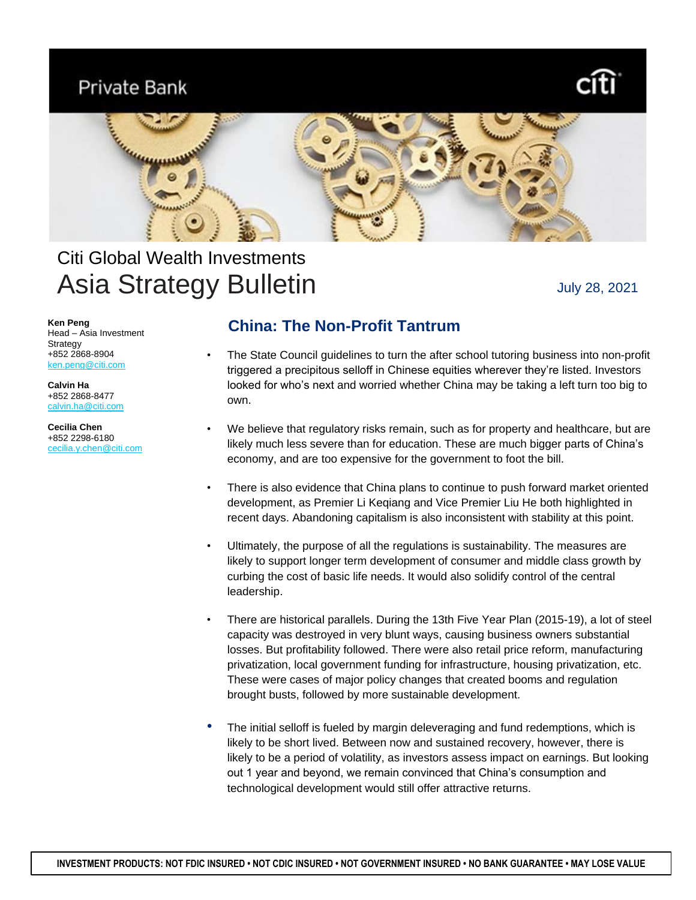Private Bank

# Citi Global Wealth Investments
# Asia Strategy Bulletin

July 28, 2021

**Ken Peng**
Head – Asia Investment Strategy
+852 2868-8904
ken.peng@citi.com

**Calvin Ha**
+852 2868-8477
calvin.ha@citi.com

**Cecilia Chen**
+852 2298-6180
cecilia.y.chen@citi.com

## China: The Non-Profit Tantrum

- The State Council guidelines to turn the after school tutoring business into non-profit triggered a precipitous selloff in Chinese equities wherever they're listed. Investors looked for who's next and worried whether China may be taking a left turn too big to own.

- We believe that regulatory risks remain, such as for property and healthcare, but are likely much less severe than for education. These are much bigger parts of China's economy, and are too expensive for the government to foot the bill.

- There is also evidence that China plans to continue to push forward market oriented development, as Premier Li Keqiang and Vice Premier Liu He both highlighted in recent days. Abandoning capitalism is also inconsistent with stability at this point.

- Ultimately, the purpose of all the regulations is sustainability. The measures are likely to support longer term development of consumer and middle class growth by curbing the cost of basic life needs. It would also solidify control of the central leadership.

- There are historical parallels. During the 13th Five Year Plan (2015-19), a lot of steel capacity was destroyed in very blunt ways, causing business owners substantial losses. But profitability followed. There were also retail price reform, manufacturing privatization, local government funding for infrastructure, housing privatization, etc. These were cases of major policy changes that created booms and regulation brought busts, followed by more sustainable development.

- The initial selloff is fueled by margin deleveraging and fund redemptions, which is likely to be short lived. Between now and sustained recovery, however, there is likely to be a period of volatility, as investors assess impact on earnings. But looking out 1 year and beyond, we remain convinced that China's consumption and technological development would still offer attractive returns.

INVESTMENT PRODUCTS: NOT FDIC INSURED • NOT CDIC INSURED • NOT GOVERNMENT INSURED • NO BANK GUARANTEE • MAY LOSE VALUE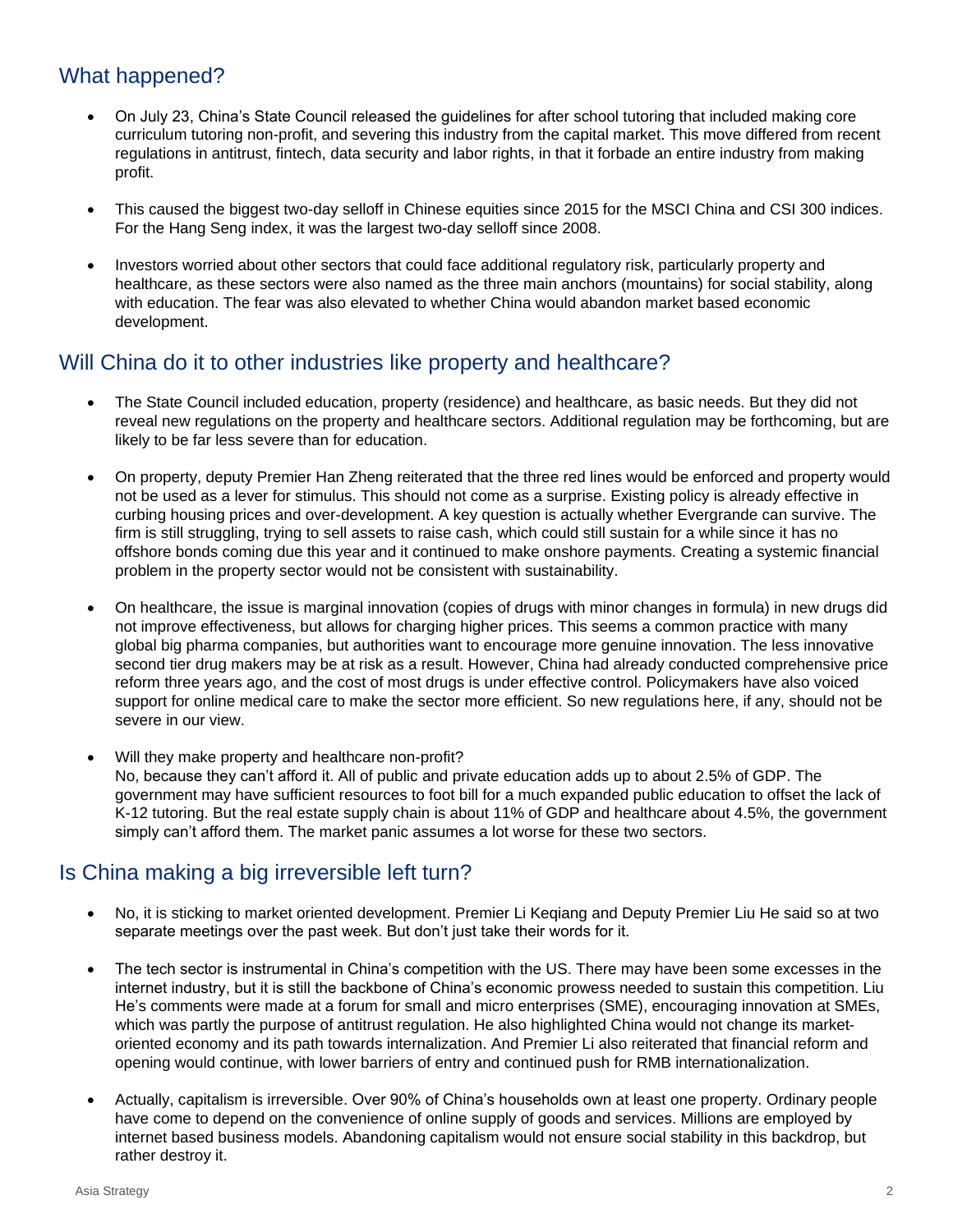## What happened?

- On July 23, China's State Council released the guidelines for after school tutoring that included making core curriculum tutoring non-profit, and severing this industry from the capital market. This move differed from recent regulations in antitrust, fintech, data security and labor rights, in that it forbade an entire industry from making profit.

- This caused the biggest two-day selloff in Chinese equities since 2015 for the MSCI China and CSI 300 indices. For the Hang Seng index, it was the largest two-day selloff since 2008.

- Investors worried about other sectors that could face additional regulatory risk, particularly property and healthcare, as these sectors were also named as the three main anchors (mountains) for social stability, along with education. The fear was also elevated to whether China would abandon market based economic development.

## Will China do it to other industries like property and healthcare?

- The State Council included education, property (residence) and healthcare, as basic needs. But they did not reveal new regulations on the property and healthcare sectors. Additional regulation may be forthcoming, but are likely to be far less severe than for education.

- On property, deputy Premier Han Zheng reiterated that the three red lines would be enforced and property would not be used as a lever for stimulus. This should not come as a surprise. Existing policy is already effective in curbing housing prices and over-development. A key question is actually whether Evergrande can survive. The firm is still struggling, trying to sell assets to raise cash, which could still sustain for a while since it has no offshore bonds coming due this year and it continued to make onshore payments. Creating a systemic financial problem in the property sector would not be consistent with sustainability.

- On healthcare, the issue is marginal innovation (copies of drugs with minor changes in formula) in new drugs did not improve effectiveness, but allows for charging higher prices. This seems a common practice with many global big pharma companies, but authorities want to encourage more genuine innovation. The less innovative second tier drug makers may be at risk as a result. However, China had already conducted comprehensive price reform three years ago, and the cost of most drugs is under effective control. Policymakers have also voiced support for online medical care to make the sector more efficient. So new regulations here, if any, should not be severe in our view.

- Will they make property and healthcare non-profit?
  No, because they can't afford it. All of public and private education adds up to about 2.5% of GDP. The government may have sufficient resources to foot bill for a much expanded public education to offset the lack of K-12 tutoring. But the real estate supply chain is about 11% of GDP and healthcare about 4.5%, the government simply can't afford them. The market panic assumes a lot worse for these two sectors.

## Is China making a big irreversible left turn?

- No, it is sticking to market oriented development. Premier Li Keqiang and Deputy Premier Liu He said so at two separate meetings over the past week. But don't just take their words for it.

- The tech sector is instrumental in China's competition with the US. There may have been some excesses in the internet industry, but it is still the backbone of China's economic prowess needed to sustain this competition. Liu He's comments were made at a forum for small and micro enterprises (SME), encouraging innovation at SMEs, which was partly the purpose of antitrust regulation. He also highlighted China would not change its market-oriented economy and its path towards internalization. And Premier Li also reiterated that financial reform and opening would continue, with lower barriers of entry and continued push for RMB internationalization.

- Actually, capitalism is irreversible. Over 90% of China's households own at least one property. Ordinary people have come to depend on the convenience of online supply of goods and services. Millions are employed by internet based business models. Abandoning capitalism would not ensure social stability in this backdrop, but rather destroy it.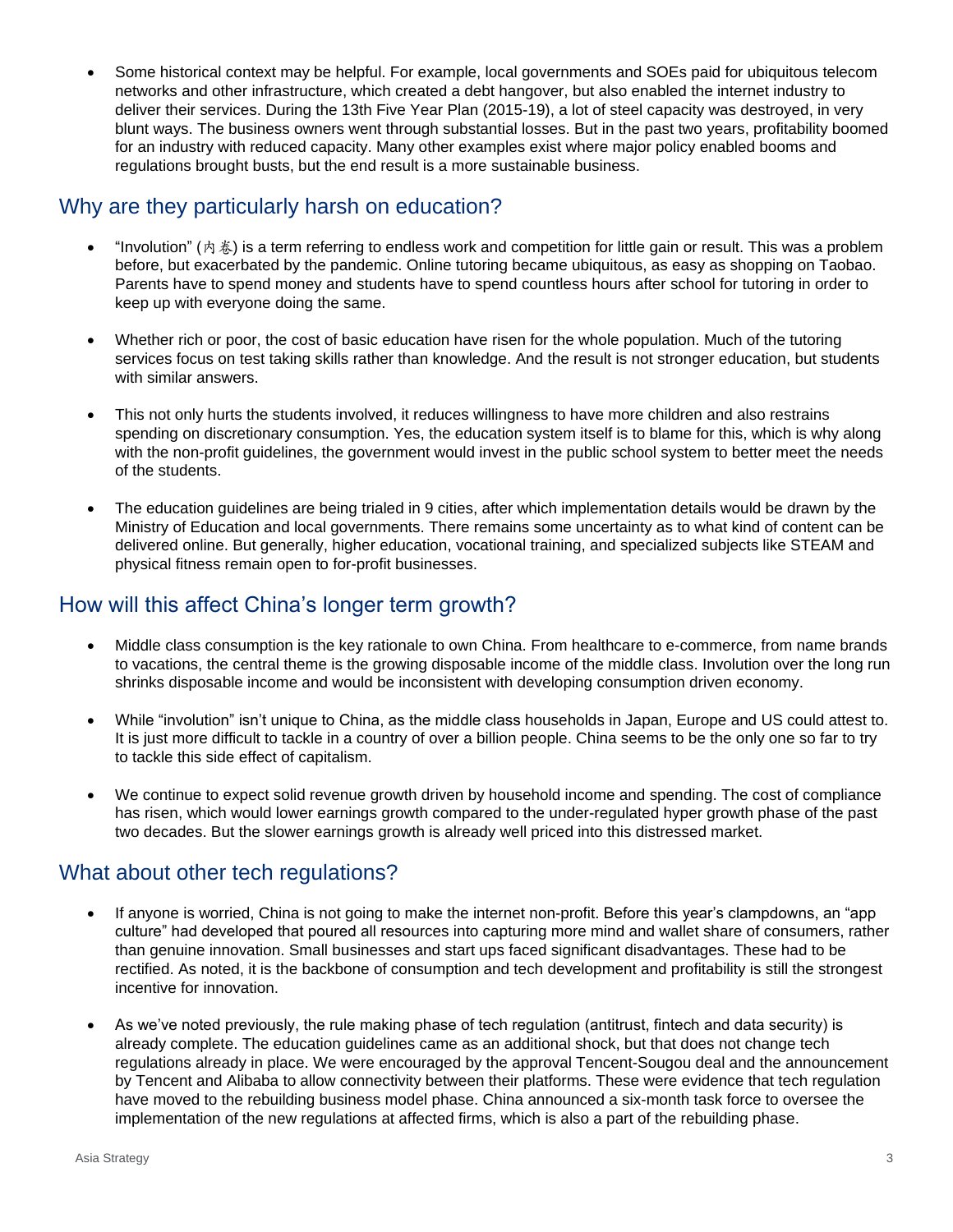- Some historical context may be helpful. For example, local governments and SOEs paid for ubiquitous telecom networks and other infrastructure, which created a debt hangover, but also enabled the internet industry to deliver their services. During the 13th Five Year Plan (2015-19), a lot of steel capacity was destroyed, in very blunt ways. The business owners went through substantial losses. But in the past two years, profitability boomed for an industry with reduced capacity. Many other examples exist where major policy enabled booms and regulations brought busts, but the end result is a more sustainable business.

## Why are they particularly harsh on education?

- "Involution" (内卷) is a term referring to endless work and competition for little gain or result. This was a problem before, but exacerbated by the pandemic. Online tutoring became ubiquitous, as easy as shopping on Taobao. Parents have to spend money and students have to spend countless hours after school for tutoring in order to keep up with everyone doing the same.

- Whether rich or poor, the cost of basic education have risen for the whole population. Much of the tutoring services focus on test taking skills rather than knowledge. And the result is not stronger education, but students with similar answers.

- This not only hurts the students involved, it reduces willingness to have more children and also restrains spending on discretionary consumption. Yes, the education system itself is to blame for this, which is why along with the non-profit guidelines, the government would invest in the public school system to better meet the needs of the students.

- The education guidelines are being trialed in 9 cities, after which implementation details would be drawn by the Ministry of Education and local governments. There remains some uncertainty as to what kind of content can be delivered online. But generally, higher education, vocational training, and specialized subjects like STEAM and physical fitness remain open to for-profit businesses.

## How will this affect China's longer term growth?

- Middle class consumption is the key rationale to own China. From healthcare to e-commerce, from name brands to vacations, the central theme is the growing disposable income of the middle class. Involution over the long run shrinks disposable income and would be inconsistent with developing consumption driven economy.

- While "involution" isn't unique to China, as the middle class households in Japan, Europe and US could attest to. It is just more difficult to tackle in a country of over a billion people. China seems to be the only one so far to try to tackle this side effect of capitalism.

- We continue to expect solid revenue growth driven by household income and spending. The cost of compliance has risen, which would lower earnings growth compared to the under-regulated hyper growth phase of the past two decades. But the slower earnings growth is already well priced into this distressed market.

## What about other tech regulations?

- If anyone is worried, China is not going to make the internet non-profit. Before this year's clampdowns, an "app culture" had developed that poured all resources into capturing more mind and wallet share of consumers, rather than genuine innovation. Small businesses and start ups faced significant disadvantages. These had to be rectified. As noted, it is the backbone of consumption and tech development and profitability is still the strongest incentive for innovation.

- As we've noted previously, the rule making phase of tech regulation (antitrust, fintech and data security) is already complete. The education guidelines came as an additional shock, but that does not change tech regulations already in place. We were encouraged by the approval Tencent-Sougou deal and the announcement by Tencent and Alibaba to allow connectivity between their platforms. These were evidence that tech regulation have moved to the rebuilding business model phase. China announced a six-month task force to oversee the implementation of the new regulations at affected firms, which is also a part of the rebuilding phase.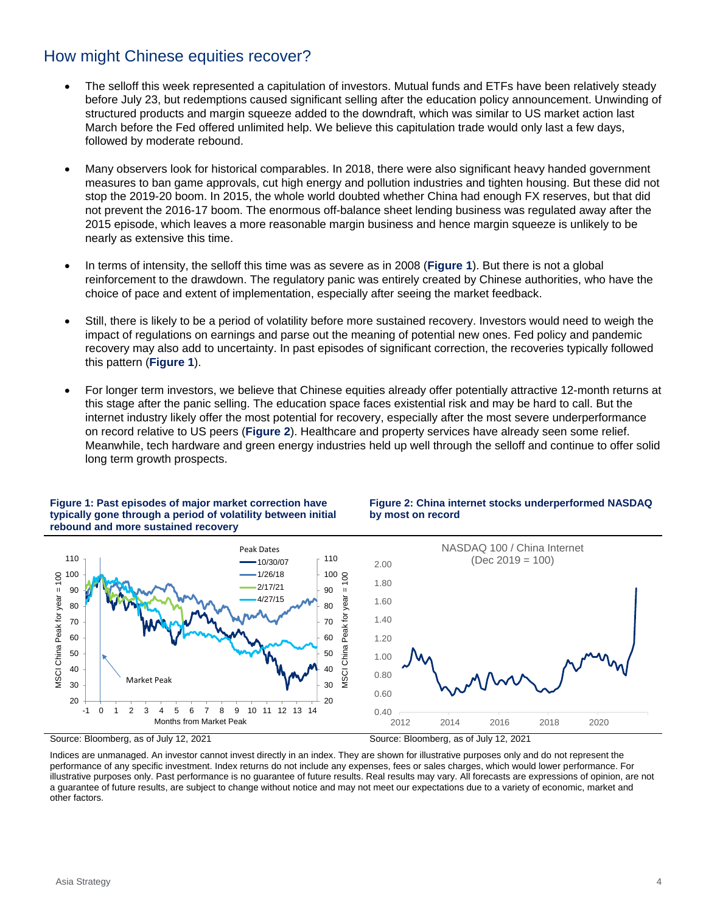## How might Chinese equities recover?

- The selloff this week represented a capitulation of investors. Mutual funds and ETFs have been relatively steady before July 23, but redemptions caused significant selling after the education policy announcement. Unwinding of structured products and margin squeeze added to the downdraft, which was similar to US market action last March before the Fed offered unlimited help. We believe this capitulation trade would only last a few days, followed by moderate rebound.

- Many observers look for historical comparables. In 2018, there were also significant heavy handed government measures to ban game approvals, cut high energy and pollution industries and tighten housing. But these did not stop the 2019-20 boom. In 2015, the whole world doubted whether China had enough FX reserves, but that did not prevent the 2016-17 boom. The enormous off-balance sheet lending business was regulated away after the 2015 episode, which leaves a more reasonable margin business and hence margin squeeze is unlikely to be nearly as extensive this time.

- In terms of intensity, the selloff this time was as severe as in 2008 (**Figure 1**). But there is not a global reinforcement to the drawdown. The regulatory panic was entirely created by Chinese authorities, who have the choice of pace and extent of implementation, especially after seeing the market feedback.

- Still, there is likely to be a period of volatility before more sustained recovery. Investors would need to weigh the impact of regulations on earnings and parse out the meaning of potential new ones. Fed policy and pandemic recovery may also add to uncertainty. In past episodes of significant correction, the recoveries typically followed this pattern (**Figure 1**).

- For longer term investors, we believe that Chinese equities already offer potentially attractive 12-month returns at this stage after the panic selling. The education space faces existential risk and may be hard to call. But the internet industry likely offer the most potential for recovery, especially after the most severe underperformance on record relative to US peers (**Figure 2**). Healthcare and property services have already seen some relief. Meanwhile, tech hardware and green energy industries held up well through the selloff and continue to offer solid long term growth prospects.

**Figure 1: Past episodes of major market correction have typically gone through a period of volatility between initial rebound and more sustained recovery**

Source: Bloomberg, as of July 12, 2021

**Figure 2: China internet stocks underperformed NASDAQ by most on record**

Source: Bloomberg, as of July 12, 2021

Indices are unmanaged. An investor cannot invest directly in an index. They are shown for illustrative purposes only and do not represent the performance of any specific investment. Index returns do not include any expenses, fees or sales charges, which would lower performance. For illustrative purposes only. Past performance is no guarantee of future results. Real results may vary. All forecasts are expressions of opinion, are not a guarantee of future results, are subject to change without notice and may not meet our expectations due to a variety of economic, market and other factors.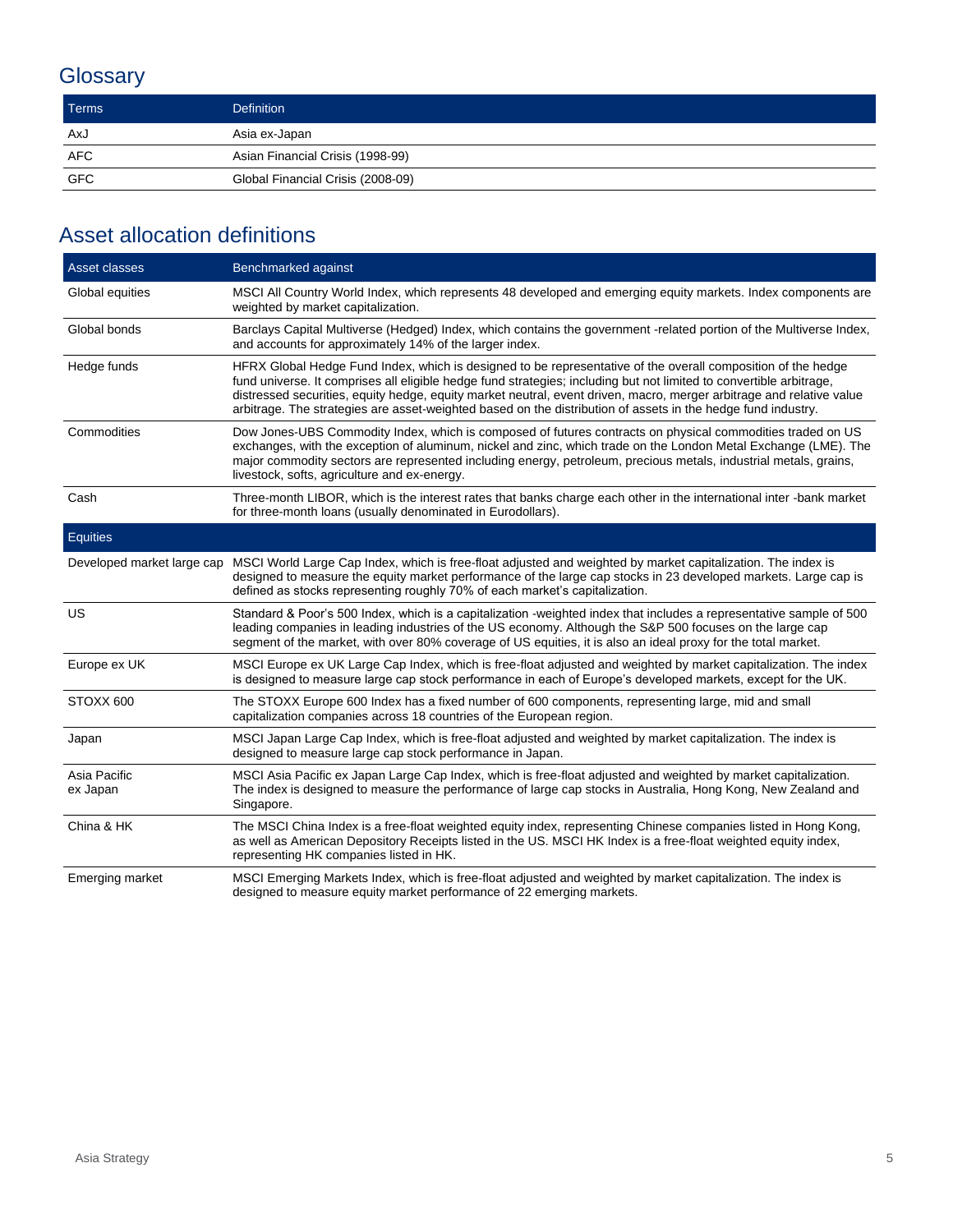## Glossary

| Terms | Definition |
|---|---|
| AxJ | Asia ex-Japan |
| AFC | Asian Financial Crisis (1998-99) |
| GFC | Global Financial Crisis (2008-09) |

## Asset allocation definitions

| Asset classes | Benchmarked against |
|---|---|
| Global equities | MSCI All Country World Index, which represents 48 developed and emerging equity markets. Index components are weighted by market capitalization. |
| Global bonds | Barclays Capital Multiverse (Hedged) Index, which contains the government -related portion of the Multiverse Index, and accounts for approximately 14% of the larger index. |
| Hedge funds | HFRX Global Hedge Fund Index, which is designed to be representative of the overall composition of the hedge fund universe. It comprises all eligible hedge fund strategies; including but not limited to convertible arbitrage, distressed securities, equity hedge, equity market neutral, event driven, macro, merger arbitrage and relative value arbitrage. The strategies are asset-weighted based on the distribution of assets in the hedge fund industry. |
| Commodities | Dow Jones-UBS Commodity Index, which is composed of futures contracts on physical commodities traded on US exchanges, with the exception of aluminum, nickel and zinc, which trade on the London Metal Exchange (LME). The major commodity sectors are represented including energy, petroleum, precious metals, industrial metals, grains, livestock, softs, agriculture and ex-energy. |
| Cash | Three-month LIBOR, which is the interest rates that banks charge each other in the international inter -bank market for three-month loans (usually denominated in Eurodollars). |
| **Equities** | |
| Developed market large cap | MSCI World Large Cap Index, which is free-float adjusted and weighted by market capitalization. The index is designed to measure the equity market performance of the large cap stocks in 23 developed markets. Large cap is defined as stocks representing roughly 70% of each market's capitalization. |
| US | Standard & Poor's 500 Index, which is a capitalization -weighted index that includes a representative sample of 500 leading companies in leading industries of the US economy. Although the S&P 500 focuses on the large cap segment of the market, with over 80% coverage of US equities, it is also an ideal proxy for the total market. |
| Europe ex UK | MSCI Europe ex UK Large Cap Index, which is free-float adjusted and weighted by market capitalization. The index is designed to measure large cap stock performance in each of Europe's developed markets, except for the UK. |
| STOXX 600 | The STOXX Europe 600 Index has a fixed number of 600 components, representing large, mid and small capitalization companies across 18 countries of the European region. |
| Japan | MSCI Japan Large Cap Index, which is free-float adjusted and weighted by market capitalization. The index is designed to measure large cap stock performance in Japan. |
| Asia Pacific ex Japan | MSCI Asia Pacific ex Japan Large Cap Index, which is free-float adjusted and weighted by market capitalization. The index is designed to measure the performance of large cap stocks in Australia, Hong Kong, New Zealand and Singapore. |
| China & HK | The MSCI China Index is a free-float weighted equity index, representing Chinese companies listed in Hong Kong, as well as American Depository Receipts listed in the US. MSCI HK Index is a free-float weighted equity index, representing HK companies listed in HK. |
| Emerging market | MSCI Emerging Markets Index, which is free-float adjusted and weighted by market capitalization. The index is designed to measure equity market performance of 22 emerging markets. |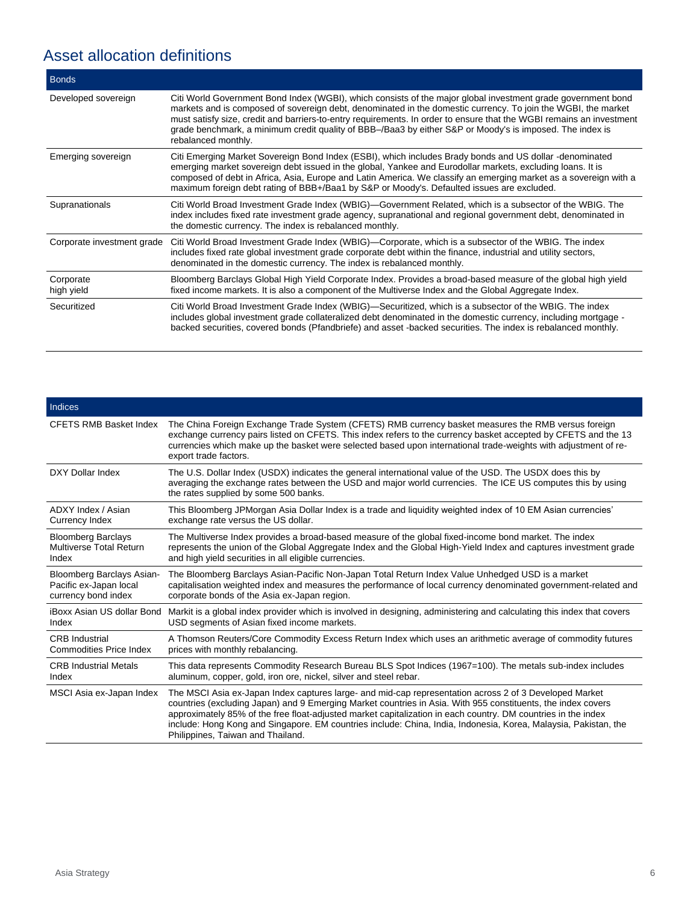# Asset allocation definitions

| Bonds | |
|---|---|
| Developed sovereign | Citi World Government Bond Index (WGBI), which consists of the major global investment grade government bond markets and is composed of sovereign debt, denominated in the domestic currency. To join the WGBI, the market must satisfy size, credit and barriers-to-entry requirements. In order to ensure that the WGBI remains an investment grade benchmark, a minimum credit quality of BBB–/Baa3 by either S&P or Moody's is imposed. The index is rebalanced monthly. |
| Emerging sovereign | Citi Emerging Market Sovereign Bond Index (ESBI), which includes Brady bonds and US dollar -denominated emerging market sovereign debt issued in the global, Yankee and Eurodollar markets, excluding loans. It is composed of debt in Africa, Asia, Europe and Latin America. We classify an emerging market as a sovereign with a maximum foreign debt rating of BBB+/Baa1 by S&P or Moody's. Defaulted issues are excluded. |
| Supranationals | Citi World Broad Investment Grade Index (WBIG)—Government Related, which is a subsector of the WBIG. The index includes fixed rate investment grade agency, supranational and regional government debt, denominated in the domestic currency. The index is rebalanced monthly. |
| Corporate investment grade | Citi World Broad Investment Grade Index (WBIG)—Corporate, which is a subsector of the WBIG. The index includes fixed rate global investment grade corporate debt within the finance, industrial and utility sectors, denominated in the domestic currency. The index is rebalanced monthly. |
| Corporate high yield | Bloomberg Barclays Global High Yield Corporate Index. Provides a broad-based measure of the global high yield fixed income markets. It is also a component of the Multiverse Index and the Global Aggregate Index. |
| Securitized | Citi World Broad Investment Grade Index (WBIG)—Securitized, which is a subsector of the WBIG. The index includes global investment grade collateralized debt denominated in the domestic currency, including mortgage -backed securities, covered bonds (Pfandbriefe) and asset -backed securities. The index is rebalanced monthly. |

| Indices | |
|---|---|
| CFETS RMB Basket Index | The China Foreign Exchange Trade System (CFETS) RMB currency basket measures the RMB versus foreign exchange currency pairs listed on CFETS. This index refers to the currency basket accepted by CFETS and the 13 currencies which make up the basket were selected based upon international trade-weights with adjustment of re-export trade factors. |
| DXY Dollar Index | The U.S. Dollar Index (USDX) indicates the general international value of the USD. The USDX does this by averaging the exchange rates between the USD and major world currencies. The ICE US computes this by using the rates supplied by some 500 banks. |
| ADXY Index / Asian Currency Index | This Bloomberg JPMorgan Asia Dollar Index is a trade and liquidity weighted index of 10 EM Asian currencies' exchange rate versus the US dollar. |
| Bloomberg Barclays Multiverse Total Return Index | The Multiverse Index provides a broad-based measure of the global fixed-income bond market. The index represents the union of the Global Aggregate Index and the Global High-Yield Index and captures investment grade and high yield securities in all eligible currencies. |
| Bloomberg Barclays Asian-Pacific ex-Japan local currency bond index | The Bloomberg Barclays Asian-Pacific Non-Japan Total Return Index Value Unhedged USD is a market capitalisation weighted index and measures the performance of local currency denominated government-related and corporate bonds of the Asia ex-Japan region. |
| iBoxx Asian US dollar Bond Index | Markit is a global index provider which is involved in designing, administering and calculating this index that covers USD segments of Asian fixed income markets. |
| CRB Industrial Commodities Price Index | A Thomson Reuters/Core Commodity Excess Return Index which uses an arithmetic average of commodity futures prices with monthly rebalancing. |
| CRB Industrial Metals Index | This data represents Commodity Research Bureau BLS Spot Indices (1967=100). The metals sub-index includes aluminum, copper, gold, iron ore, nickel, silver and steel rebar. |
| MSCI Asia ex-Japan Index | The MSCI Asia ex-Japan Index captures large- and mid-cap representation across 2 of 3 Developed Market countries (excluding Japan) and 9 Emerging Market countries in Asia. With 955 constituents, the index covers approximately 85% of the free float-adjusted market capitalization in each country. DM countries in the index include: Hong Kong and Singapore. EM countries include: China, India, Indonesia, Korea, Malaysia, Pakistan, the Philippines, Taiwan and Thailand. |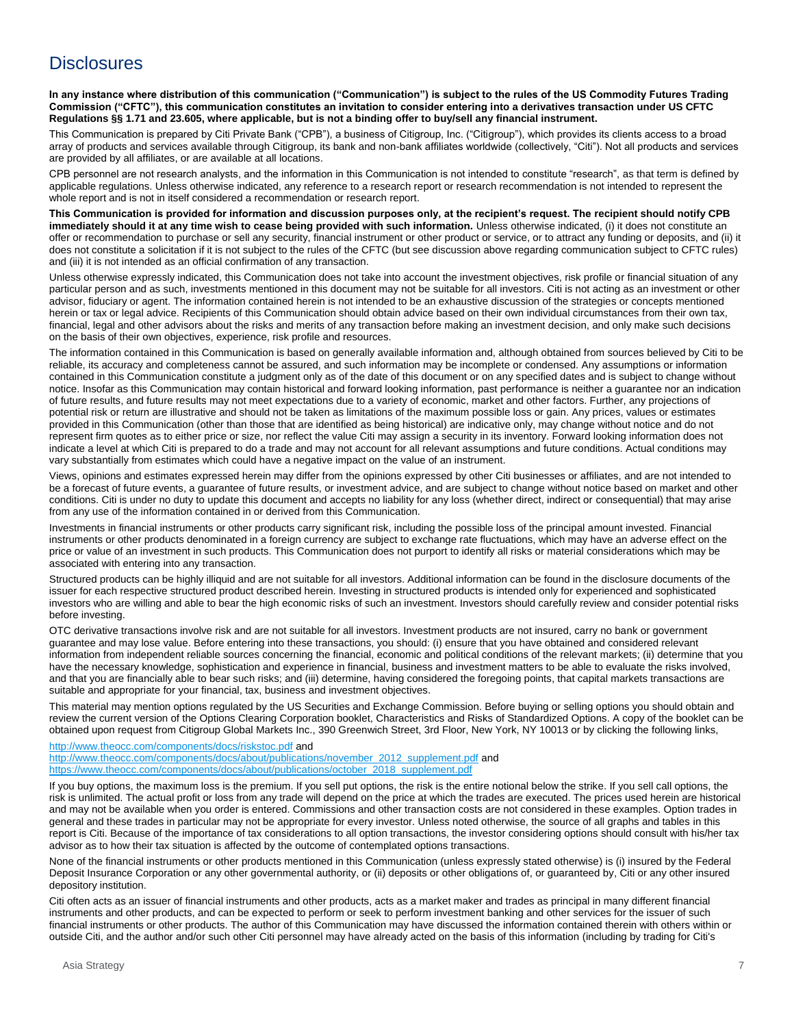# Disclosures

**In any instance where distribution of this communication ("Communication") is subject to the rules of the US Commodity Futures Trading Commission ("CFTC"), this communication constitutes an invitation to consider entering into a derivatives transaction under US CFTC Regulations §§ 1.71 and 23.605, where applicable, but is not a binding offer to buy/sell any financial instrument.**

This Communication is prepared by Citi Private Bank ("CPB"), a business of Citigroup, Inc. ("Citigroup"), which provides its clients access to a broad array of products and services available through Citigroup, its bank and non-bank affiliates worldwide (collectively, "Citi"). Not all products and services are provided by all affiliates, or are available at all locations.

CPB personnel are not research analysts, and the information in this Communication is not intended to constitute "research", as that term is defined by applicable regulations. Unless otherwise indicated, any reference to a research report or research recommendation is not intended to represent the whole report and is not in itself considered a recommendation or research report.

**This Communication is provided for information and discussion purposes only, at the recipient's request. The recipient should notify CPB immediately should it at any time wish to cease being provided with such information.** Unless otherwise indicated, (i) it does not constitute an offer or recommendation to purchase or sell any security, financial instrument or other product or service, or to attract any funding or deposits, and (ii) it does not constitute a solicitation if it is not subject to the rules of the CFTC (but see discussion above regarding communication subject to CFTC rules) and (iii) it is not intended as an official confirmation of any transaction.

Unless otherwise expressly indicated, this Communication does not take into account the investment objectives, risk profile or financial situation of any particular person and as such, investments mentioned in this document may not be suitable for all investors. Citi is not acting as an investment or other advisor, fiduciary or agent. The information contained herein is not intended to be an exhaustive discussion of the strategies or concepts mentioned herein or tax or legal advice. Recipients of this Communication should obtain advice based on their own individual circumstances from their own tax, financial, legal and other advisors about the risks and merits of any transaction before making an investment decision, and only make such decisions on the basis of their own objectives, experience, risk profile and resources.

The information contained in this Communication is based on generally available information and, although obtained from sources believed by Citi to be reliable, its accuracy and completeness cannot be assured, and such information may be incomplete or condensed. Any assumptions or information contained in this Communication constitute a judgment only as of the date of this document or on any specified dates and is subject to change without notice. Insofar as this Communication may contain historical and forward looking information, past performance is neither a guarantee nor an indication of future results, and future results may not meet expectations due to a variety of economic, market and other factors. Further, any projections of potential risk or return are illustrative and should not be taken as limitations of the maximum possible loss or gain. Any prices, values or estimates provided in this Communication (other than those that are identified as being historical) are indicative only, may change without notice and do not represent firm quotes as to either price or size, nor reflect the value Citi may assign a security in its inventory. Forward looking information does not indicate a level at which Citi is prepared to do a trade and may not account for all relevant assumptions and future conditions. Actual conditions may vary substantially from estimates which could have a negative impact on the value of an instrument.

Views, opinions and estimates expressed herein may differ from the opinions expressed by other Citi businesses or affiliates, and are not intended to be a forecast of future events, a guarantee of future results, or investment advice, and are subject to change without notice based on market and other conditions. Citi is under no duty to update this document and accepts no liability for any loss (whether direct, indirect or consequential) that may arise from any use of the information contained in or derived from this Communication.

Investments in financial instruments or other products carry significant risk, including the possible loss of the principal amount invested. Financial instruments or other products denominated in a foreign currency are subject to exchange rate fluctuations, which may have an adverse effect on the price or value of an investment in such products. This Communication does not purport to identify all risks or material considerations which may be associated with entering into any transaction.

Structured products can be highly illiquid and are not suitable for all investors. Additional information can be found in the disclosure documents of the issuer for each respective structured product described herein. Investing in structured products is intended only for experienced and sophisticated investors who are willing and able to bear the high economic risks of such an investment. Investors should carefully review and consider potential risks before investing.

OTC derivative transactions involve risk and are not suitable for all investors. Investment products are not insured, carry no bank or government guarantee and may lose value. Before entering into these transactions, you should: (i) ensure that you have obtained and considered relevant information from independent reliable sources concerning the financial, economic and political conditions of the relevant markets; (ii) determine that you have the necessary knowledge, sophistication and experience in financial, business and investment matters to be able to evaluate the risks involved, and that you are financially able to bear such risks; and (iii) determine, having considered the foregoing points, that capital markets transactions are suitable and appropriate for your financial, tax, business and investment objectives.

This material may mention options regulated by the US Securities and Exchange Commission. Before buying or selling options you should obtain and review the current version of the Options Clearing Corporation booklet, Characteristics and Risks of Standardized Options. A copy of the booklet can be obtained upon request from Citigroup Global Markets Inc., 390 Greenwich Street, 3rd Floor, New York, NY 10013 or by clicking the following links,

http://www.theocc.com/components/docs/riskstoc.pdf and
http://www.theocc.com/components/docs/about/publications/november_2012_supplement.pdf and
https://www.theocc.com/components/docs/about/publications/october_2018_supplement.pdf

If you buy options, the maximum loss is the premium. If you sell put options, the risk is the entire notional below the strike. If you sell call options, the risk is unlimited. The actual profit or loss from any trade will depend on the price at which the trades are executed. The prices used herein are historical and may not be available when you order is entered. Commissions and other transaction costs are not considered in these examples. Option trades in general and these trades in particular may not be appropriate for every investor. Unless noted otherwise, the source of all graphs and tables in this report is Citi. Because of the importance of tax considerations to all option transactions, the investor considering options should consult with his/her tax advisor as to how their tax situation is affected by the outcome of contemplated options transactions.

None of the financial instruments or other products mentioned in this Communication (unless expressly stated otherwise) is (i) insured by the Federal Deposit Insurance Corporation or any other governmental authority, or (ii) deposits or other obligations of, or guaranteed by, Citi or any other insured depository institution.

Citi often acts as an issuer of financial instruments and other products, acts as a market maker and trades as principal in many different financial instruments and other products, and can be expected to perform or seek to perform investment banking and other services for the issuer of such financial instruments or other products. The author of this Communication may have discussed the information contained therein with others within or outside Citi, and the author and/or such other Citi personnel may have already acted on the basis of this information (including by trading for Citi's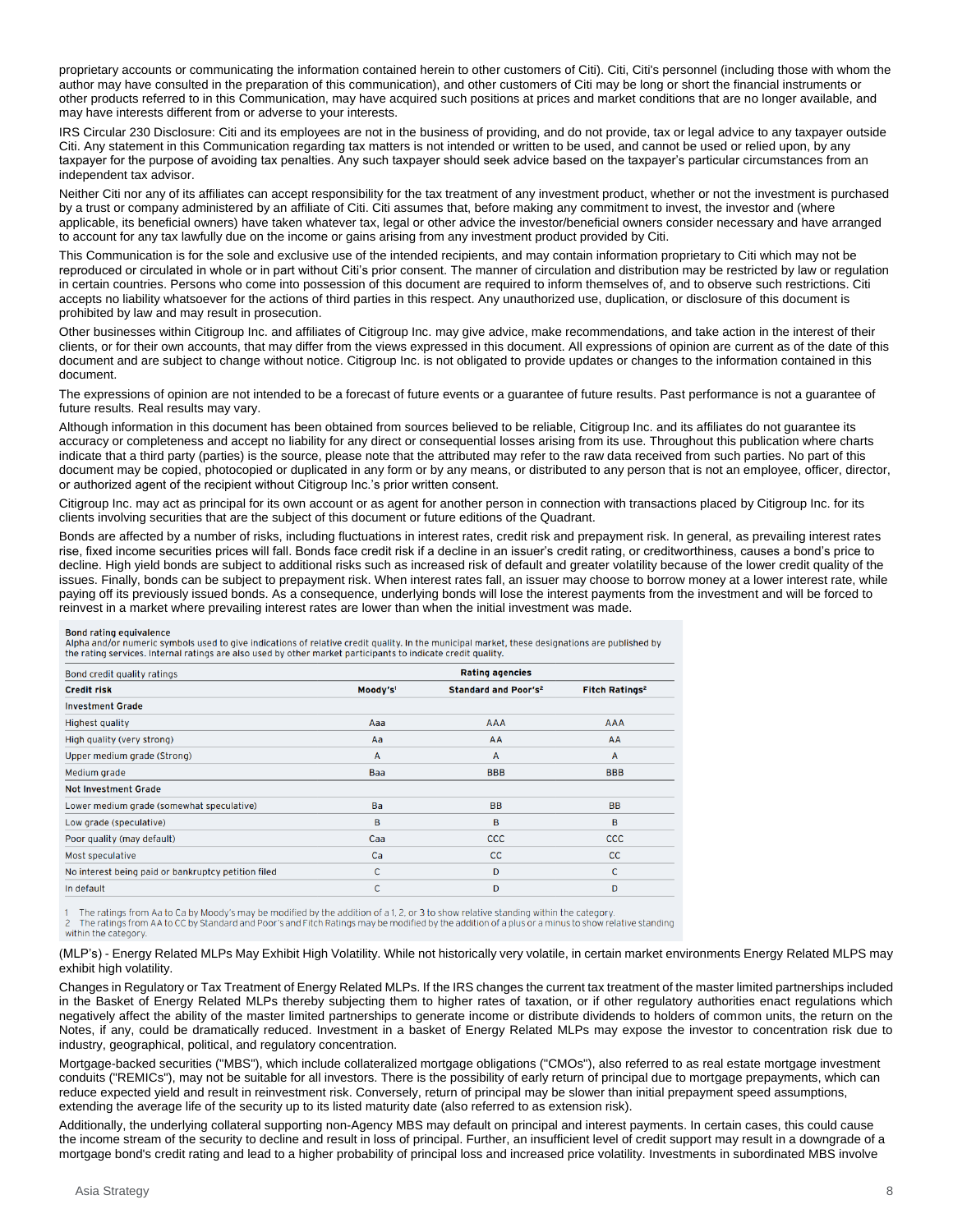proprietary accounts or communicating the information contained herein to other customers of Citi). Citi, Citi's personnel (including those with whom the author may have consulted in the preparation of this communication), and other customers of Citi may be long or short the financial instruments or other products referred to in this Communication, may have acquired such positions at prices and market conditions that are no longer available, and may have interests different from or adverse to your interests.

IRS Circular 230 Disclosure: Citi and its employees are not in the business of providing, and do not provide, tax or legal advice to any taxpayer outside Citi. Any statement in this Communication regarding tax matters is not intended or written to be used, and cannot be used or relied upon, by any taxpayer for the purpose of avoiding tax penalties. Any such taxpayer should seek advice based on the taxpayer's particular circumstances from an independent tax advisor.

Neither Citi nor any of its affiliates can accept responsibility for the tax treatment of any investment product, whether or not the investment is purchased by a trust or company administered by an affiliate of Citi. Citi assumes that, before making any commitment to invest, the investor and (where applicable, its beneficial owners) have taken whatever tax, legal or other advice the investor/beneficial owners consider necessary and have arranged to account for any tax lawfully due on the income or gains arising from any investment product provided by Citi.

This Communication is for the sole and exclusive use of the intended recipients, and may contain information proprietary to Citi which may not be reproduced or circulated in whole or in part without Citi's prior consent. The manner of circulation and distribution may be restricted by law or regulation in certain countries. Persons who come into possession of this document are required to inform themselves of, and to observe such restrictions. Citi accepts no liability whatsoever for the actions of third parties in this respect. Any unauthorized use, duplication, or disclosure of this document is prohibited by law and may result in prosecution.

Other businesses within Citigroup Inc. and affiliates of Citigroup Inc. may give advice, make recommendations, and take action in the interest of their clients, or for their own accounts, that may differ from the views expressed in this document. All expressions of opinion are current as of the date of this document and are subject to change without notice. Citigroup Inc. is not obligated to provide updates or changes to the information contained in this document.

The expressions of opinion are not intended to be a forecast of future events or a guarantee of future results. Past performance is not a guarantee of future results. Real results may vary.

Although information in this document has been obtained from sources believed to be reliable, Citigroup Inc. and its affiliates do not guarantee its accuracy or completeness and accept no liability for any direct or consequential losses arising from its use. Throughout this publication where charts indicate that a third party (parties) is the source, please note that the attributed may refer to the raw data received from such parties. No part of this document may be copied, photocopied or duplicated in any form or by any means, or distributed to any person that is not an employee, officer, director, or authorized agent of the recipient without Citigroup Inc.'s prior written consent.

Citigroup Inc. may act as principal for its own account or as agent for another person in connection with transactions placed by Citigroup Inc. for its clients involving securities that are the subject of this document or future editions of the Quadrant.

Bonds are affected by a number of risks, including fluctuations in interest rates, credit risk and prepayment risk. In general, as prevailing interest rates rise, fixed income securities prices will fall. Bonds face credit risk if a decline in an issuer's credit rating, or creditworthiness, causes a bond's price to decline. High yield bonds are subject to additional risks such as increased risk of default and greater volatility because of the lower credit quality of the issues. Finally, bonds can be subject to prepayment risk. When interest rates fall, an issuer may choose to borrow money at a lower interest rate, while paying off its previously issued bonds. As a consequence, underlying bonds will lose the interest payments from the investment and will be forced to reinvest in a market where prevailing interest rates are lower than when the initial investment was made.

**Bond rating equivalence**

Alpha and/or numeric symbols used to give indications of relative credit quality. In the municipal market, these designations are published by the rating services. Internal ratings are also used by other market participants to indicate credit quality.

| Bond credit quality ratings | Rating agencies | | |
|---|---|---|---|
| **Credit risk** | **Moody's[1]** | **Standard and Poor's[2]** | **Fitch Ratings[2]** |
| **Investment Grade** | | | |
| Highest quality | Aaa | AAA | AAA |
| High quality (very strong) | Aa | AA | AA |
| Upper medium grade (Strong) | A | A | A |
| Medium grade | Baa | BBB | BBB |
| **Not Investment Grade** | | | |
| Lower medium grade (somewhat speculative) | Ba | BB | BB |
| Low grade (speculative) | B | B | B |
| Poor quality (may default) | Caa | CCC | CCC |
| Most speculative | Ca | CC | CC |
| No interest being paid or bankruptcy petition filed | C | D | C |
| In default | C | D | D |

1 The ratings from Aa to Ca by Moody's may be modified by the addition of a 1, 2, or 3 to show relative standing within the category.
2 The ratings from AA to CC by Standard and Poor's and Fitch Ratings may be modified by the addition of a plus or a minus to show relative standing within the category.

(MLP's) - Energy Related MLPs May Exhibit High Volatility. While not historically very volatile, in certain market environments Energy Related MLPS may exhibit high volatility.

Changes in Regulatory or Tax Treatment of Energy Related MLPs. If the IRS changes the current tax treatment of the master limited partnerships included in the Basket of Energy Related MLPs thereby subjecting them to higher rates of taxation, or if other regulatory authorities enact regulations which negatively affect the ability of the master limited partnerships to generate income or distribute dividends to holders of common units, the return on the Notes, if any, could be dramatically reduced. Investment in a basket of Energy Related MLPs may expose the investor to concentration risk due to industry, geographical, political, and regulatory concentration.

Mortgage-backed securities ("MBS"), which include collateralized mortgage obligations ("CMOs"), also referred to as real estate mortgage investment conduits ("REMICs"), may not be suitable for all investors. There is the possibility of early return of principal due to mortgage prepayments, which can reduce expected yield and result in reinvestment risk. Conversely, return of principal may be slower than initial prepayment speed assumptions, extending the average life of the security up to its listed maturity date (also referred to as extension risk).

Additionally, the underlying collateral supporting non-Agency MBS may default on principal and interest payments. In certain cases, this could cause the income stream of the security to decline and result in loss of principal. Further, an insufficient level of credit support may result in a downgrade of a mortgage bond's credit rating and lead to a higher probability of principal loss and increased price volatility. Investments in subordinated MBS involve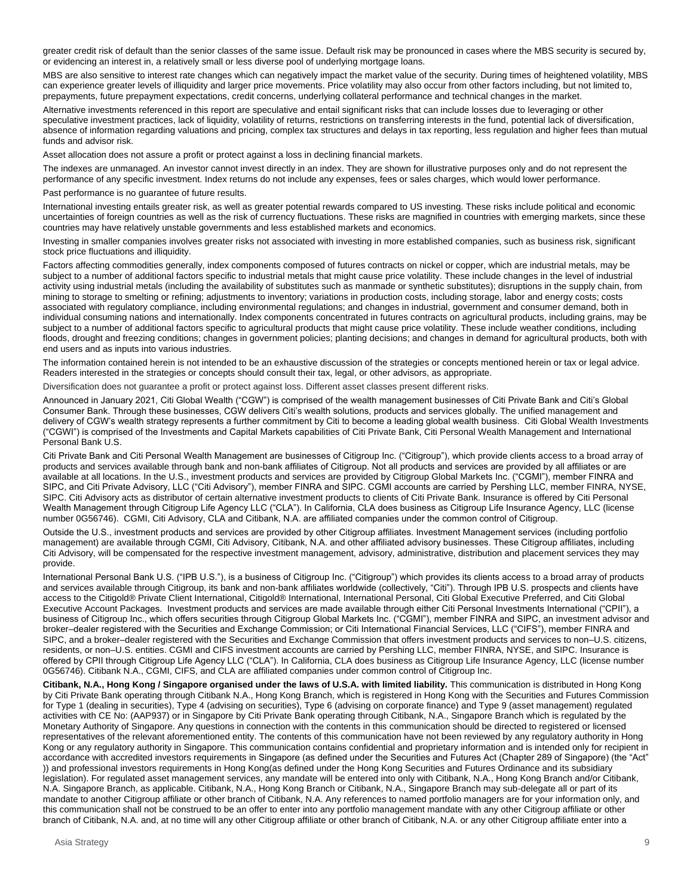greater credit risk of default than the senior classes of the same issue. Default risk may be pronounced in cases where the MBS security is secured by, or evidencing an interest in, a relatively small or less diverse pool of underlying mortgage loans.

MBS are also sensitive to interest rate changes which can negatively impact the market value of the security. During times of heightened volatility, MBS can experience greater levels of illiquidity and larger price movements. Price volatility may also occur from other factors including, but not limited to, prepayments, future prepayment expectations, credit concerns, underlying collateral performance and technical changes in the market.

Alternative investments referenced in this report are speculative and entail significant risks that can include losses due to leveraging or other speculative investment practices, lack of liquidity, volatility of returns, restrictions on transferring interests in the fund, potential lack of diversification, absence of information regarding valuations and pricing, complex tax structures and delays in tax reporting, less regulation and higher fees than mutual funds and advisor risk.

Asset allocation does not assure a profit or protect against a loss in declining financial markets.

The indexes are unmanaged. An investor cannot invest directly in an index. They are shown for illustrative purposes only and do not represent the performance of any specific investment. Index returns do not include any expenses, fees or sales charges, which would lower performance.

Past performance is no guarantee of future results.

International investing entails greater risk, as well as greater potential rewards compared to US investing. These risks include political and economic uncertainties of foreign countries as well as the risk of currency fluctuations. These risks are magnified in countries with emerging markets, since these countries may have relatively unstable governments and less established markets and economics.

Investing in smaller companies involves greater risks not associated with investing in more established companies, such as business risk, significant stock price fluctuations and illiquidity.

Factors affecting commodities generally, index components composed of futures contracts on nickel or copper, which are industrial metals, may be subject to a number of additional factors specific to industrial metals that might cause price volatility. These include changes in the level of industrial activity using industrial metals (including the availability of substitutes such as manmade or synthetic substitutes); disruptions in the supply chain, from mining to storage to smelting or refining; adjustments to inventory; variations in production costs, including storage, labor and energy costs; costs associated with regulatory compliance, including environmental regulations; and changes in industrial, government and consumer demand, both in individual consuming nations and internationally. Index components concentrated in futures contracts on agricultural products, including grains, may be subject to a number of additional factors specific to agricultural products that might cause price volatility. These include weather conditions, including floods, drought and freezing conditions; changes in government policies; planting decisions; and changes in demand for agricultural products, both with end users and as inputs into various industries.

The information contained herein is not intended to be an exhaustive discussion of the strategies or concepts mentioned herein or tax or legal advice. Readers interested in the strategies or concepts should consult their tax, legal, or other advisors, as appropriate.

Diversification does not guarantee a profit or protect against loss. Different asset classes present different risks.

Announced in January 2021, Citi Global Wealth ("CGW") is comprised of the wealth management businesses of Citi Private Bank and Citi's Global Consumer Bank. Through these businesses, CGW delivers Citi's wealth solutions, products and services globally. The unified management and delivery of CGW's wealth strategy represents a further commitment by Citi to become a leading global wealth business. Citi Global Wealth Investments ("CGWI") is comprised of the Investments and Capital Markets capabilities of Citi Private Bank, Citi Personal Wealth Management and International Personal Bank U.S.

Citi Private Bank and Citi Personal Wealth Management are businesses of Citigroup Inc. ("Citigroup"), which provide clients access to a broad array of products and services available through bank and non-bank affiliates of Citigroup. Not all products and services are provided by all affiliates or are available at all locations. In the U.S., investment products and services are provided by Citigroup Global Markets Inc. ("CGMI"), member FINRA and SIPC, and Citi Private Advisory, LLC ("Citi Advisory"), member FINRA and SIPC. CGMI accounts are carried by Pershing LLC, member FINRA, NYSE, SIPC. Citi Advisory acts as distributor of certain alternative investment products to clients of Citi Private Bank. Insurance is offered by Citi Personal Wealth Management through Citigroup Life Agency LLC ("CLA"). In California, CLA does business as Citigroup Life Insurance Agency, LLC (license number 0G56746). CGMI, Citi Advisory, CLA and Citibank, N.A. are affiliated companies under the common control of Citigroup.

Outside the U.S., investment products and services are provided by other Citigroup affiliates. Investment Management services (including portfolio management) are available through CGMI, Citi Advisory, Citibank, N.A. and other affiliated advisory businesses. These Citigroup affiliates, including Citi Advisory, will be compensated for the respective investment management, advisory, administrative, distribution and placement services they may provide.

International Personal Bank U.S. ("IPB U.S."), is a business of Citigroup Inc. ("Citigroup") which provides its clients access to a broad array of products and services available through Citigroup, its bank and non-bank affiliates worldwide (collectively, "Citi"). Through IPB U.S. prospects and clients have access to the Citigold® Private Client International, Citigold® International, International Personal, Citi Global Executive Preferred, and Citi Global Executive Account Packages. Investment products and services are made available through either Citi Personal Investments International ("CPII"), a business of Citigroup Inc., which offers securities through Citigroup Global Markets Inc. ("CGMI"), member FINRA and SIPC, an investment advisor and broker–dealer registered with the Securities and Exchange Commission; or Citi International Financial Services, LLC ("CIFS"), member FINRA and SIPC, and a broker–dealer registered with the Securities and Exchange Commission that offers investment products and services to non–U.S. citizens, residents, or non–U.S. entities. CGMI and CIFS investment accounts are carried by Pershing LLC, member FINRA, NYSE, and SIPC. Insurance is offered by CPII through Citigroup Life Agency LLC ("CLA"). In California, CLA does business as Citigroup Life Insurance Agency, LLC (license number 0G56746). Citibank N.A., CGMI, CIFS, and CLA are affiliated companies under common control of Citigroup Inc.

**Citibank, N.A., Hong Kong / Singapore organised under the laws of U.S.A. with limited liability.** This communication is distributed in Hong Kong by Citi Private Bank operating through Citibank N.A., Hong Kong Branch, which is registered in Hong Kong with the Securities and Futures Commission for Type 1 (dealing in securities), Type 4 (advising on securities), Type 6 (advising on corporate finance) and Type 9 (asset management) regulated activities with CE No: (AAP937) or in Singapore by Citi Private Bank operating through Citibank, N.A., Singapore Branch which is regulated by the Monetary Authority of Singapore. Any questions in connection with the contents in this communication should be directed to registered or licensed representatives of the relevant aforementioned entity. The contents of this communication have not been reviewed by any regulatory authority in Hong Kong or any regulatory authority in Singapore. This communication contains confidential and proprietary information and is intended only for recipient in accordance with accredited investors requirements in Singapore (as defined under the Securities and Futures Act (Chapter 289 of Singapore) (the "Act" )) and professional investors requirements in Hong Kong(as defined under the Hong Kong Securities and Futures Ordinance and its subsidiary legislation). For regulated asset management services, any mandate will be entered into only with Citibank, N.A., Hong Kong Branch and/or Citibank, N.A. Singapore Branch, as applicable. Citibank, N.A., Hong Kong Branch or Citibank, N.A., Singapore Branch may sub-delegate all or part of its mandate to another Citigroup affiliate or other branch of Citibank, N.A. Any references to named portfolio managers are for your information only, and this communication shall not be construed to be an offer to enter into any portfolio management mandate with any other Citigroup affiliate or other branch of Citibank, N.A. and, at no time will any other Citigroup affiliate or other branch of Citibank, N.A. or any other Citigroup affiliate enter into a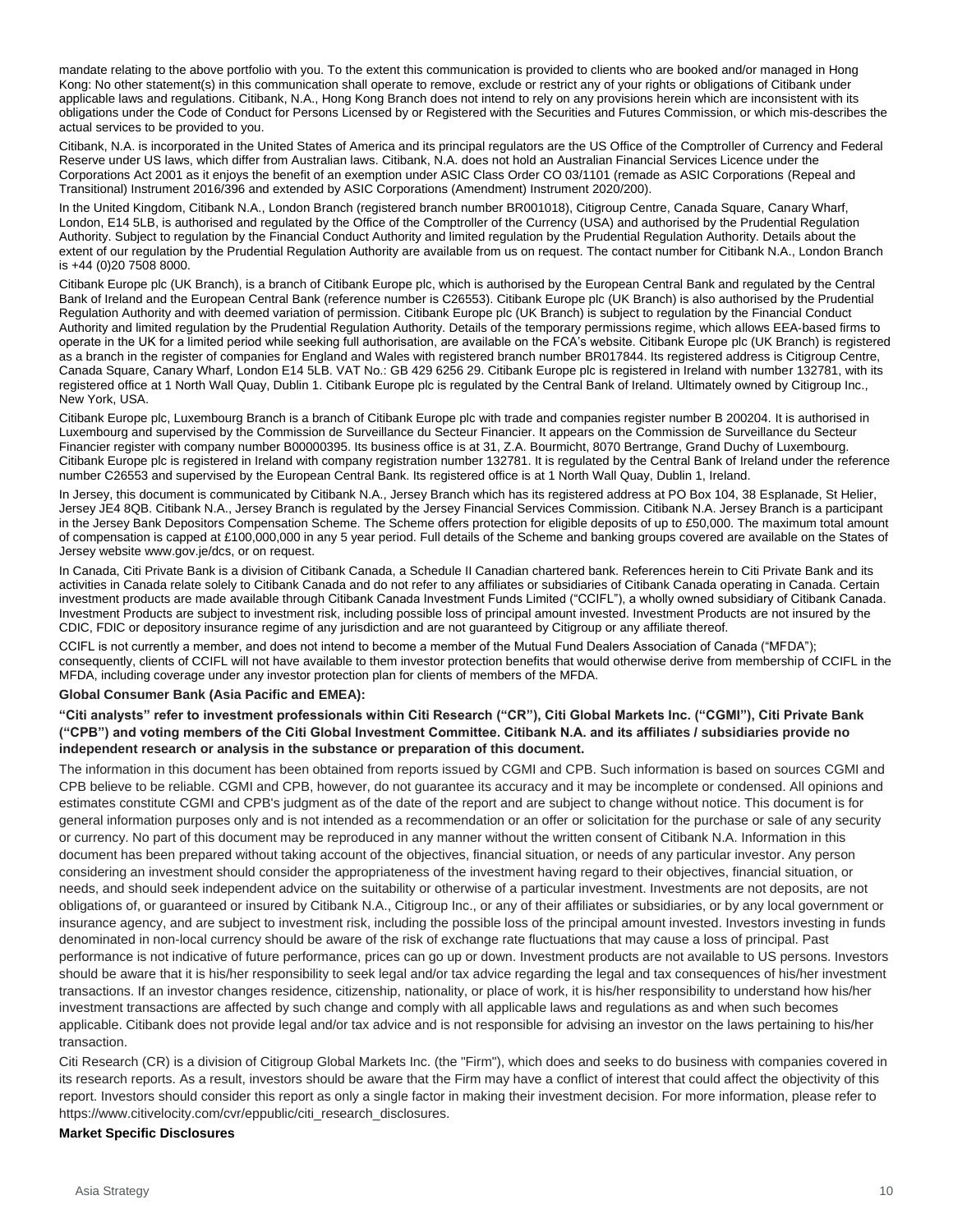mandate relating to the above portfolio with you. To the extent this communication is provided to clients who are booked and/or managed in Hong Kong: No other statement(s) in this communication shall operate to remove, exclude or restrict any of your rights or obligations of Citibank under applicable laws and regulations. Citibank, N.A., Hong Kong Branch does not intend to rely on any provisions herein which are inconsistent with its obligations under the Code of Conduct for Persons Licensed by or Registered with the Securities and Futures Commission, or which mis-describes the actual services to be provided to you.

Citibank, N.A. is incorporated in the United States of America and its principal regulators are the US Office of the Comptroller of Currency and Federal Reserve under US laws, which differ from Australian laws. Citibank, N.A. does not hold an Australian Financial Services Licence under the Corporations Act 2001 as it enjoys the benefit of an exemption under ASIC Class Order CO 03/1101 (remade as ASIC Corporations (Repeal and Transitional) Instrument 2016/396 and extended by ASIC Corporations (Amendment) Instrument 2020/200).

In the United Kingdom, Citibank N.A., London Branch (registered branch number BR001018), Citigroup Centre, Canada Square, Canary Wharf, London, E14 5LB, is authorised and regulated by the Office of the Comptroller of the Currency (USA) and authorised by the Prudential Regulation Authority. Subject to regulation by the Financial Conduct Authority and limited regulation by the Prudential Regulation Authority. Details about the extent of our regulation by the Prudential Regulation Authority are available from us on request. The contact number for Citibank N.A., London Branch is +44 (0)20 7508 8000.

Citibank Europe plc (UK Branch), is a branch of Citibank Europe plc, which is authorised by the European Central Bank and regulated by the Central Bank of Ireland and the European Central Bank (reference number is C26553). Citibank Europe plc (UK Branch) is also authorised by the Prudential Regulation Authority and with deemed variation of permission. Citibank Europe plc (UK Branch) is subject to regulation by the Financial Conduct Authority and limited regulation by the Prudential Regulation Authority. Details of the temporary permissions regime, which allows EEA-based firms to operate in the UK for a limited period while seeking full authorisation, are available on the FCA's website. Citibank Europe plc (UK Branch) is registered as a branch in the register of companies for England and Wales with registered branch number BR017844. Its registered address is Citigroup Centre, Canada Square, Canary Wharf, London E14 5LB. VAT No.: GB 429 6256 29. Citibank Europe plc is registered in Ireland with number 132781, with its registered office at 1 North Wall Quay, Dublin 1. Citibank Europe plc is regulated by the Central Bank of Ireland. Ultimately owned by Citigroup Inc., New York, USA.

Citibank Europe plc, Luxembourg Branch is a branch of Citibank Europe plc with trade and companies register number B 200204. It is authorised in Luxembourg and supervised by the Commission de Surveillance du Secteur Financier. It appears on the Commission de Surveillance du Secteur Financier register with company number B00000395. Its business office is at 31, Z.A. Bourmicht, 8070 Bertrange, Grand Duchy of Luxembourg. Citibank Europe plc is registered in Ireland with company registration number 132781. It is regulated by the Central Bank of Ireland under the reference number C26553 and supervised by the European Central Bank. Its registered office is at 1 North Wall Quay, Dublin 1, Ireland.

In Jersey, this document is communicated by Citibank N.A., Jersey Branch which has its registered address at PO Box 104, 38 Esplanade, St Helier, Jersey JE4 8QB. Citibank N.A., Jersey Branch is regulated by the Jersey Financial Services Commission. Citibank N.A. Jersey Branch is a participant in the Jersey Bank Depositors Compensation Scheme. The Scheme offers protection for eligible deposits of up to £50,000. The maximum total amount of compensation is capped at £100,000,000 in any 5 year period. Full details of the Scheme and banking groups covered are available on the States of Jersey website www.gov.je/dcs, or on request.

In Canada, Citi Private Bank is a division of Citibank Canada, a Schedule II Canadian chartered bank. References herein to Citi Private Bank and its activities in Canada relate solely to Citibank Canada and do not refer to any affiliates or subsidiaries of Citibank Canada operating in Canada. Certain investment products are made available through Citibank Canada Investment Funds Limited ("CCIFL"), a wholly owned subsidiary of Citibank Canada. Investment Products are subject to investment risk, including possible loss of principal amount invested. Investment Products are not insured by the CDIC, FDIC or depository insurance regime of any jurisdiction and are not guaranteed by Citigroup or any affiliate thereof.

CCIFL is not currently a member, and does not intend to become a member of the Mutual Fund Dealers Association of Canada ("MFDA"); consequently, clients of CCIFL will not have available to them investor protection benefits that would otherwise derive from membership of CCIFL in the MFDA, including coverage under any investor protection plan for clients of members of the MFDA.

**Global Consumer Bank (Asia Pacific and EMEA):**

**"Citi analysts" refer to investment professionals within Citi Research ("CR"), Citi Global Markets Inc. ("CGMI"), Citi Private Bank ("CPB") and voting members of the Citi Global Investment Committee. Citibank N.A. and its affiliates / subsidiaries provide no independent research or analysis in the substance or preparation of this document.**

The information in this document has been obtained from reports issued by CGMI and CPB. Such information is based on sources CGMI and CPB believe to be reliable. CGMI and CPB, however, do not guarantee its accuracy and it may be incomplete or condensed. All opinions and estimates constitute CGMI and CPB's judgment as of the date of the report and are subject to change without notice. This document is for general information purposes only and is not intended as a recommendation or an offer or solicitation for the purchase or sale of any security or currency. No part of this document may be reproduced in any manner without the written consent of Citibank N.A. Information in this document has been prepared without taking account of the objectives, financial situation, or needs of any particular investor. Any person considering an investment should consider the appropriateness of the investment having regard to their objectives, financial situation, or needs, and should seek independent advice on the suitability or otherwise of a particular investment. Investments are not deposits, are not obligations of, or guaranteed or insured by Citibank N.A., Citigroup Inc., or any of their affiliates or subsidiaries, or by any local government or insurance agency, and are subject to investment risk, including the possible loss of the principal amount invested. Investors investing in funds denominated in non-local currency should be aware of the risk of exchange rate fluctuations that may cause a loss of principal. Past performance is not indicative of future performance, prices can go up or down. Investment products are not available to US persons. Investors should be aware that it is his/her responsibility to seek legal and/or tax advice regarding the legal and tax consequences of his/her investment transactions. If an investor changes residence, citizenship, nationality, or place of work, it is his/her responsibility to understand how his/her investment transactions are affected by such change and comply with all applicable laws and regulations as and when such becomes applicable. Citibank does not provide legal and/or tax advice and is not responsible for advising an investor on the laws pertaining to his/her transaction.

Citi Research (CR) is a division of Citigroup Global Markets Inc. (the "Firm"), which does and seeks to do business with companies covered in its research reports. As a result, investors should be aware that the Firm may have a conflict of interest that could affect the objectivity of this report. Investors should consider this report as only a single factor in making their investment decision. For more information, please refer to https://www.citivelocity.com/cvr/eppublic/citi_research_disclosures.

**Market Specific Disclosures**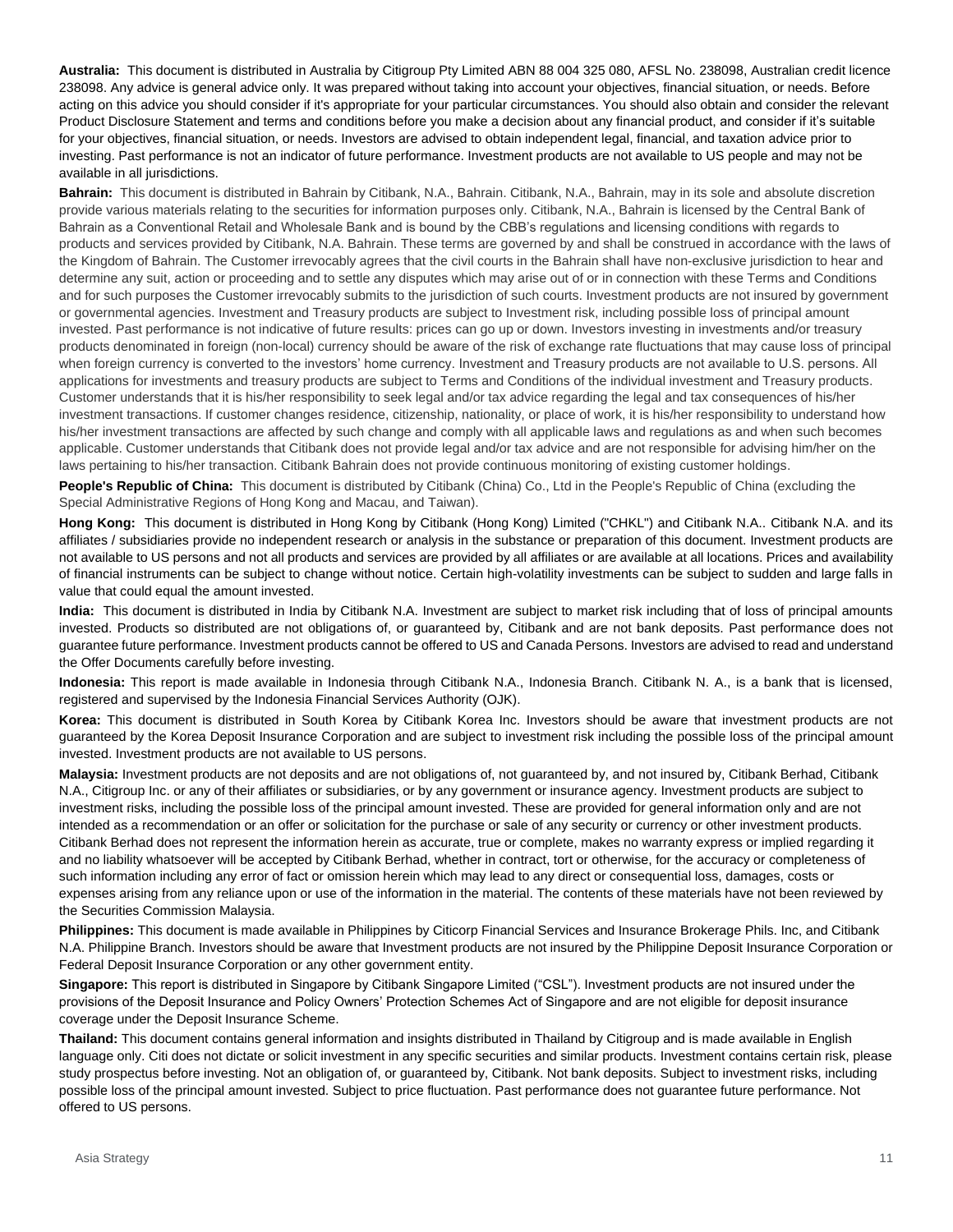**Australia:** This document is distributed in Australia by Citigroup Pty Limited ABN 88 004 325 080, AFSL No. 238098, Australian credit licence 238098. Any advice is general advice only. It was prepared without taking into account your objectives, financial situation, or needs. Before acting on this advice you should consider if it's appropriate for your particular circumstances. You should also obtain and consider the relevant Product Disclosure Statement and terms and conditions before you make a decision about any financial product, and consider if it's suitable for your objectives, financial situation, or needs. Investors are advised to obtain independent legal, financial, and taxation advice prior to investing. Past performance is not an indicator of future performance. Investment products are not available to US people and may not be available in all jurisdictions.

**Bahrain:** This document is distributed in Bahrain by Citibank, N.A., Bahrain. Citibank, N.A., Bahrain, may in its sole and absolute discretion provide various materials relating to the securities for information purposes only. Citibank, N.A., Bahrain is licensed by the Central Bank of Bahrain as a Conventional Retail and Wholesale Bank and is bound by the CBB's regulations and licensing conditions with regards to products and services provided by Citibank, N.A. Bahrain. These terms are governed by and shall be construed in accordance with the laws of the Kingdom of Bahrain. The Customer irrevocably agrees that the civil courts in the Bahrain shall have non-exclusive jurisdiction to hear and determine any suit, action or proceeding and to settle any disputes which may arise out of or in connection with these Terms and Conditions and for such purposes the Customer irrevocably submits to the jurisdiction of such courts. Investment products are not insured by government or governmental agencies. Investment and Treasury products are subject to Investment risk, including possible loss of principal amount invested. Past performance is not indicative of future results: prices can go up or down. Investors investing in investments and/or treasury products denominated in foreign (non-local) currency should be aware of the risk of exchange rate fluctuations that may cause loss of principal when foreign currency is converted to the investors' home currency. Investment and Treasury products are not available to U.S. persons. All applications for investments and treasury products are subject to Terms and Conditions of the individual investment and Treasury products. Customer understands that it is his/her responsibility to seek legal and/or tax advice regarding the legal and tax consequences of his/her investment transactions. If customer changes residence, citizenship, nationality, or place of work, it is his/her responsibility to understand how his/her investment transactions are affected by such change and comply with all applicable laws and regulations as and when such becomes applicable. Customer understands that Citibank does not provide legal and/or tax advice and are not responsible for advising him/her on the laws pertaining to his/her transaction. Citibank Bahrain does not provide continuous monitoring of existing customer holdings.

**People's Republic of China:** This document is distributed by Citibank (China) Co., Ltd in the People's Republic of China (excluding the Special Administrative Regions of Hong Kong and Macau, and Taiwan).

**Hong Kong:** This document is distributed in Hong Kong by Citibank (Hong Kong) Limited ("CHKL") and Citibank N.A.. Citibank N.A. and its affiliates / subsidiaries provide no independent research or analysis in the substance or preparation of this document. Investment products are not available to US persons and not all products and services are provided by all affiliates or are available at all locations. Prices and availability of financial instruments can be subject to change without notice. Certain high-volatility investments can be subject to sudden and large falls in value that could equal the amount invested.

**India:** This document is distributed in India by Citibank N.A. Investment are subject to market risk including that of loss of principal amounts invested. Products so distributed are not obligations of, or guaranteed by, Citibank and are not bank deposits. Past performance does not guarantee future performance. Investment products cannot be offered to US and Canada Persons. Investors are advised to read and understand the Offer Documents carefully before investing.

**Indonesia:** This report is made available in Indonesia through Citibank N.A., Indonesia Branch. Citibank N. A., is a bank that is licensed, registered and supervised by the Indonesia Financial Services Authority (OJK).

**Korea:** This document is distributed in South Korea by Citibank Korea Inc. Investors should be aware that investment products are not guaranteed by the Korea Deposit Insurance Corporation and are subject to investment risk including the possible loss of the principal amount invested. Investment products are not available to US persons.

**Malaysia:** Investment products are not deposits and are not obligations of, not guaranteed by, and not insured by, Citibank Berhad, Citibank N.A., Citigroup Inc. or any of their affiliates or subsidiaries, or by any government or insurance agency. Investment products are subject to investment risks, including the possible loss of the principal amount invested. These are provided for general information only and are not intended as a recommendation or an offer or solicitation for the purchase or sale of any security or currency or other investment products. Citibank Berhad does not represent the information herein as accurate, true or complete, makes no warranty express or implied regarding it and no liability whatsoever will be accepted by Citibank Berhad, whether in contract, tort or otherwise, for the accuracy or completeness of such information including any error of fact or omission herein which may lead to any direct or consequential loss, damages, costs or expenses arising from any reliance upon or use of the information in the material. The contents of these materials have not been reviewed by the Securities Commission Malaysia.

**Philippines:** This document is made available in Philippines by Citicorp Financial Services and Insurance Brokerage Phils. Inc, and Citibank N.A. Philippine Branch. Investors should be aware that Investment products are not insured by the Philippine Deposit Insurance Corporation or Federal Deposit Insurance Corporation or any other government entity.

**Singapore:** This report is distributed in Singapore by Citibank Singapore Limited ("CSL"). Investment products are not insured under the provisions of the Deposit Insurance and Policy Owners' Protection Schemes Act of Singapore and are not eligible for deposit insurance coverage under the Deposit Insurance Scheme.

**Thailand:** This document contains general information and insights distributed in Thailand by Citigroup and is made available in English language only. Citi does not dictate or solicit investment in any specific securities and similar products. Investment contains certain risk, please study prospectus before investing. Not an obligation of, or guaranteed by, Citibank. Not bank deposits. Subject to investment risks, including possible loss of the principal amount invested. Subject to price fluctuation. Past performance does not guarantee future performance. Not offered to US persons.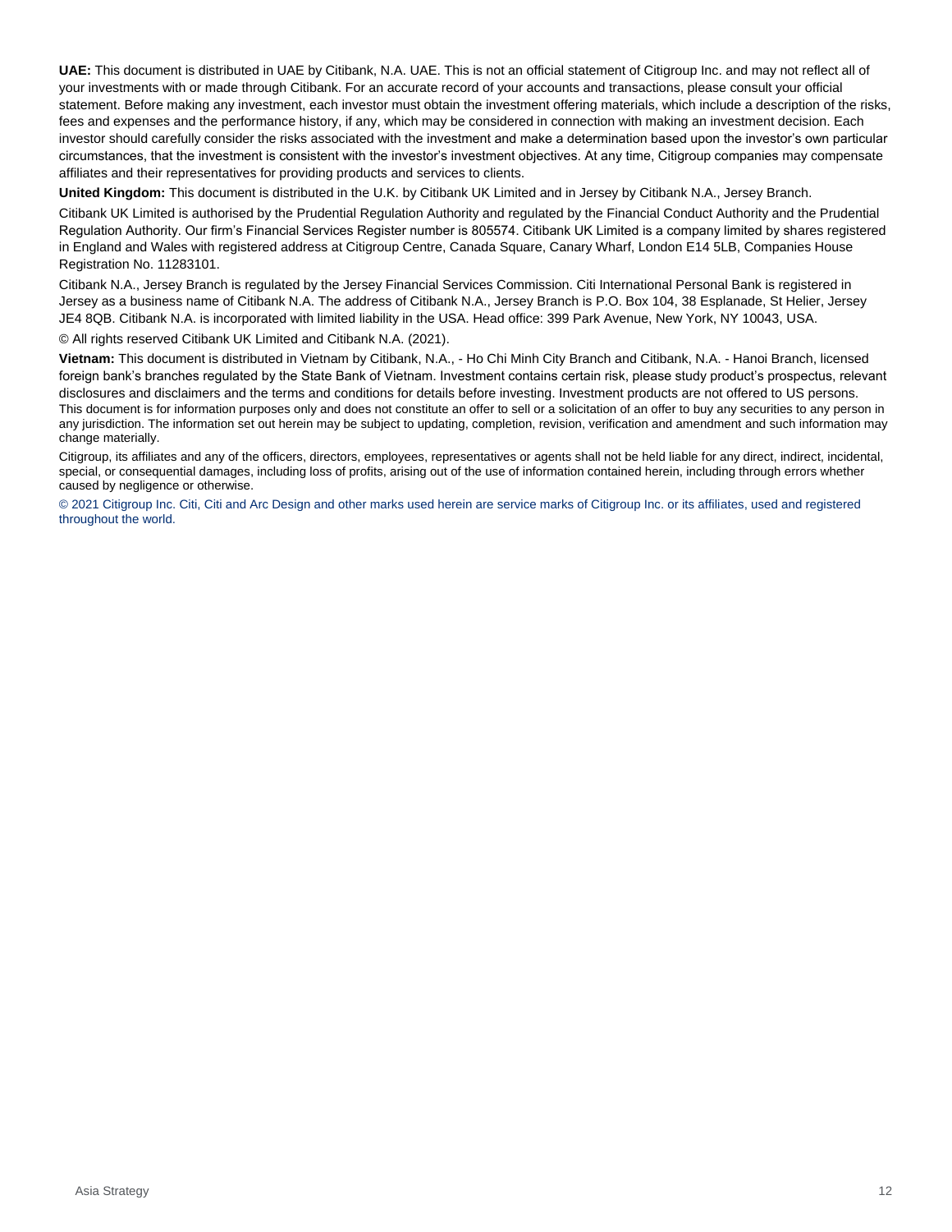**UAE:** This document is distributed in UAE by Citibank, N.A. UAE. This is not an official statement of Citigroup Inc. and may not reflect all of your investments with or made through Citibank. For an accurate record of your accounts and transactions, please consult your official statement. Before making any investment, each investor must obtain the investment offering materials, which include a description of the risks, fees and expenses and the performance history, if any, which may be considered in connection with making an investment decision. Each investor should carefully consider the risks associated with the investment and make a determination based upon the investor's own particular circumstances, that the investment is consistent with the investor's investment objectives. At any time, Citigroup companies may compensate affiliates and their representatives for providing products and services to clients.

**United Kingdom:** This document is distributed in the U.K. by Citibank UK Limited and in Jersey by Citibank N.A., Jersey Branch.

Citibank UK Limited is authorised by the Prudential Regulation Authority and regulated by the Financial Conduct Authority and the Prudential Regulation Authority. Our firm's Financial Services Register number is 805574. Citibank UK Limited is a company limited by shares registered in England and Wales with registered address at Citigroup Centre, Canada Square, Canary Wharf, London E14 5LB, Companies House Registration No. 11283101.

Citibank N.A., Jersey Branch is regulated by the Jersey Financial Services Commission. Citi International Personal Bank is registered in Jersey as a business name of Citibank N.A. The address of Citibank N.A., Jersey Branch is P.O. Box 104, 38 Esplanade, St Helier, Jersey JE4 8QB. Citibank N.A. is incorporated with limited liability in the USA. Head office: 399 Park Avenue, New York, NY 10043, USA.

© All rights reserved Citibank UK Limited and Citibank N.A. (2021).

**Vietnam:** This document is distributed in Vietnam by Citibank, N.A., - Ho Chi Minh City Branch and Citibank, N.A. - Hanoi Branch, licensed foreign bank's branches regulated by the State Bank of Vietnam. Investment contains certain risk, please study product's prospectus, relevant disclosures and disclaimers and the terms and conditions for details before investing. Investment products are not offered to US persons.

This document is for information purposes only and does not constitute an offer to sell or a solicitation of an offer to buy any securities to any person in any jurisdiction. The information set out herein may be subject to updating, completion, revision, verification and amendment and such information may change materially.

Citigroup, its affiliates and any of the officers, directors, employees, representatives or agents shall not be held liable for any direct, indirect, incidental, special, or consequential damages, including loss of profits, arising out of the use of information contained herein, including through errors whether caused by negligence or otherwise.

© 2021 Citigroup Inc. Citi, Citi and Arc Design and other marks used herein are service marks of Citigroup Inc. or its affiliates, used and registered throughout the world.